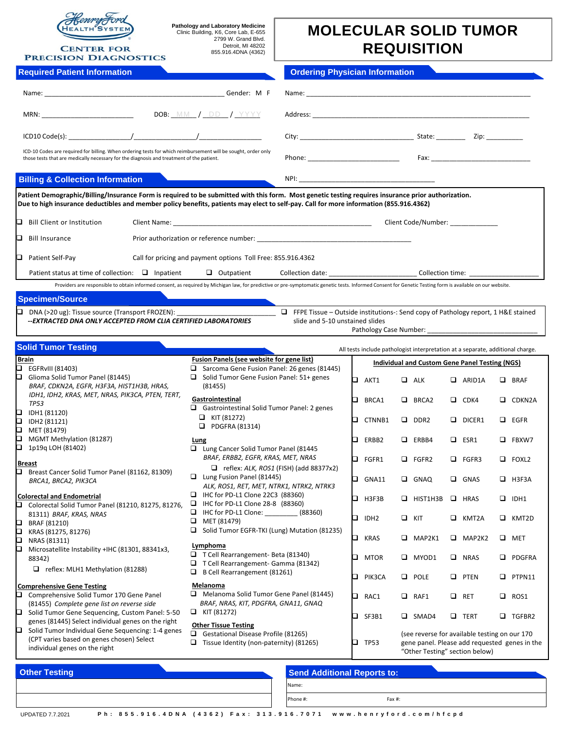Henry Ford Health System

CENTER FOR PRECISION DIAGNOSTICS

Pathology and Laboratory Medicine
Clinic Building, K6, Core Lab, E-655
2799 W. Grand Blvd.
Detroit, MI 48202
855.916.4DNA (4362)

# MOLECULAR SOLID TUMOR REQUISITION

## Required Patient Information

Name: ____________________ Gender: M F

MRN: ____________ DOB: MM / DD / YYYY

ICD10 Code(s): ________/________/________

ICD-10 Codes are required for billing. When ordering tests for which reimbursement will be sought, order only those tests that are medically necessary for the diagnosis and treatment of the patient.

## Ordering Physician Information

Name: ____________________

Address: ____________________

City: ____________ State: ______ Zip: ______

Phone: ____________ Fax: ____________

NPI: ____________

## Billing & Collection Information

**Patient Demographic/Billing/Insurance Form is required to be submitted with this form. Most genetic testing requires insurance prior authorization. Due to high insurance deductibles and member policy benefits, patients may elect to self-pay. Call for more information (855.916.4362)**

- ❑ Bill Client or Institution — Client Name: ____________ Client Code/Number: ____________
- ❑ Bill Insurance — Prior authorization or reference number: ____________
- ❑ Patient Self-Pay — Call for pricing and payment options Toll Free: 855.916.4362

Patient status at time of collection: ❑ Inpatient ❑ Outpatient Collection date: ____________ Collection time: ____________

Providers are responsible to obtain informed consent, as required by Michigan law, for predictive or pre-symptomatic genetic tests. Informed Consent for Genetic Testing form is available on our website.

## Specimen/Source

- ❑ DNA (>20 ug): Tissue source (Transport FROZEN): ____________
  *--EXTRACTED DNA ONLY ACCEPTED FROM CLIA CERTIFIED LABORATORIES*
- ❑ FFPE Tissue – Outside institutions-: Send copy of Pathology report, 1 H&E stained slide and 5-10 unstained slides
  Pathology Case Number: ____________

## Solid Tumor Testing

All tests include pathologist interpretation at a separate, additional charge.

**Brain**
- ❑ EGFRvIII (81403)
- ❑ Glioma Solid Tumor Panel (81445)
  *BRAF, CDKN2A, EGFR, H3F3A, HIST1H3B, HRAS, IDH1, IDH2, KRAS, MET, NRAS, PIK3CA, PTEN, TERT, TP53*
- ❑ IDH1 (81120)
- ❑ IDH2 (81121)
- ❑ MET (81479)
- ❑ MGMT Methylation (81287)
- ❑ 1p19q LOH (81402)

**Breast**
- ❑ Breast Cancer Solid Tumor Panel (81162, 81309)
  *BRCA1, BRCA2, PIK3CA*

**Colorectal and Endometrial**
- ❑ Colorectal Solid Tumor Panel (81210, 81275, 81276, 81311) *BRAF, KRAS, NRAS*
- ❑ BRAF (81210)
- ❑ KRAS (81275, 81276)
- ❑ NRAS (81311)
- ❑ Microsatellite Instability +IHC (81301, 88341x3, 88342)
  - ❑ reflex: MLH1 Methylation (81288)

**Comprehensive Gene Testing**
- ❑ Comprehensive Solid Tumor 170 Gene Panel (81455) *Complete gene list on reverse side*
- ❑ Solid Tumor Gene Sequencing, Custom Panel: 5-50 genes (81445) Select individual genes on the right
- ❑ Solid Tumor Individual Gene Sequencing: 1-4 genes (CPT varies based on genes chosen) Select individual genes on the right

**Fusion Panels (see website for gene list)**
- ❑ Sarcoma Gene Fusion Panel: 26 genes (81445)
- ❑ Solid Tumor Gene Fusion Panel: 51+ genes (81455)

**Gastrointestinal**
- ❑ Gastrointestinal Solid Tumor Panel: 2 genes
  - ❑ KIT (81272)
  - ❑ PDGFRA (81314)

**Lung**
- ❑ Lung Cancer Solid Tumor Panel (81445
  *BRAF, ERBB2, EGFR, KRAS, MET, NRAS*
  - ❑ reflex: *ALK, ROS1* (FISH) (add 88377x2)
- ❑ Lung Fusion Panel (81445)
  *ALK, ROS1, RET, MET, NTRK1, NTRK2, NTRK3*
- ❑ IHC for PD-L1 Clone 22C3 (88360)
- ❑ IHC for PD-L1 Clone 28-8 (88360)
- ❑ IHC for PD-L1 Clone: ________ (88360)
- ❑ MET (81479)
- ❑ Solid Tumor EGFR-TKI (Lung) Mutation (81235)

**Lymphoma**
- ❑ T Cell Rearrangement- Beta (81340)
- ❑ T Cell Rearrangement- Gamma (81342)
- ❑ B Cell Rearrangement (81261)

**Melanoma**
- ❑ Melanoma Solid Tumor Gene Panel (81445)
  *BRAF, NRAS, KIT, PDGFRA, GNA11, GNAQ*
- ❑ KIT (81272)

**Other Tissue Testing**
- ❑ Gestational Disease Profile (81265)
- ❑ Tissue Identity (non-paternity) (81265)

### Individual and Custom Gene Panel Testing (NGS)

| | | | |
|---|---|---|---|
| ❑ AKT1 | ❑ ALK | ❑ ARID1A | ❑ BRAF |
| ❑ BRCA1 | ❑ BRCA2 | ❑ CDK4 | ❑ CDKN2A |
| ❑ CTNNB1 | ❑ DDR2 | ❑ DICER1 | ❑ EGFR |
| ❑ ERBB2 | ❑ ERBB4 | ❑ ESR1 | ❑ FBXW7 |
| ❑ FGFR1 | ❑ FGFR2 | ❑ FGFR3 | ❑ FOXL2 |
| ❑ GNA11 | ❑ GNAQ | ❑ GNAS | ❑ H3F3A |
| ❑ H3F3B | ❑ HIST1H3B | ❑ HRAS | ❑ IDH1 |
| ❑ IDH2 | ❑ KIT | ❑ KMT2A | ❑ KMT2D |
| ❑ KRAS | ❑ MAP2K1 | ❑ MAP2K2 | ❑ MET |
| ❑ MTOR | ❑ MYOD1 | ❑ NRAS | ❑ PDGFRA |
| ❑ PIK3CA | ❑ POLE | ❑ PTEN | ❑ PTPN11 |
| ❑ RAC1 | ❑ RAF1 | ❑ RET | ❑ ROS1 |
| ❑ SF3B1 | ❑ SMAD4 | ❑ TERT | ❑ TGFBR2 |
| ❑ TP53 | (see reverse for available testing on our 170 gene panel. Please add requested genes in the "Other Testing" section below) | | |

## Other Testing

| |
|---|
| |
| |

## Send Additional Reports to:

Name:

Phone #: Fax #:

UPDATED 7.7.2021 Ph: 855.916.4DNA (4362) Fax: 313.916.7071 www.henryford.com/hfcpd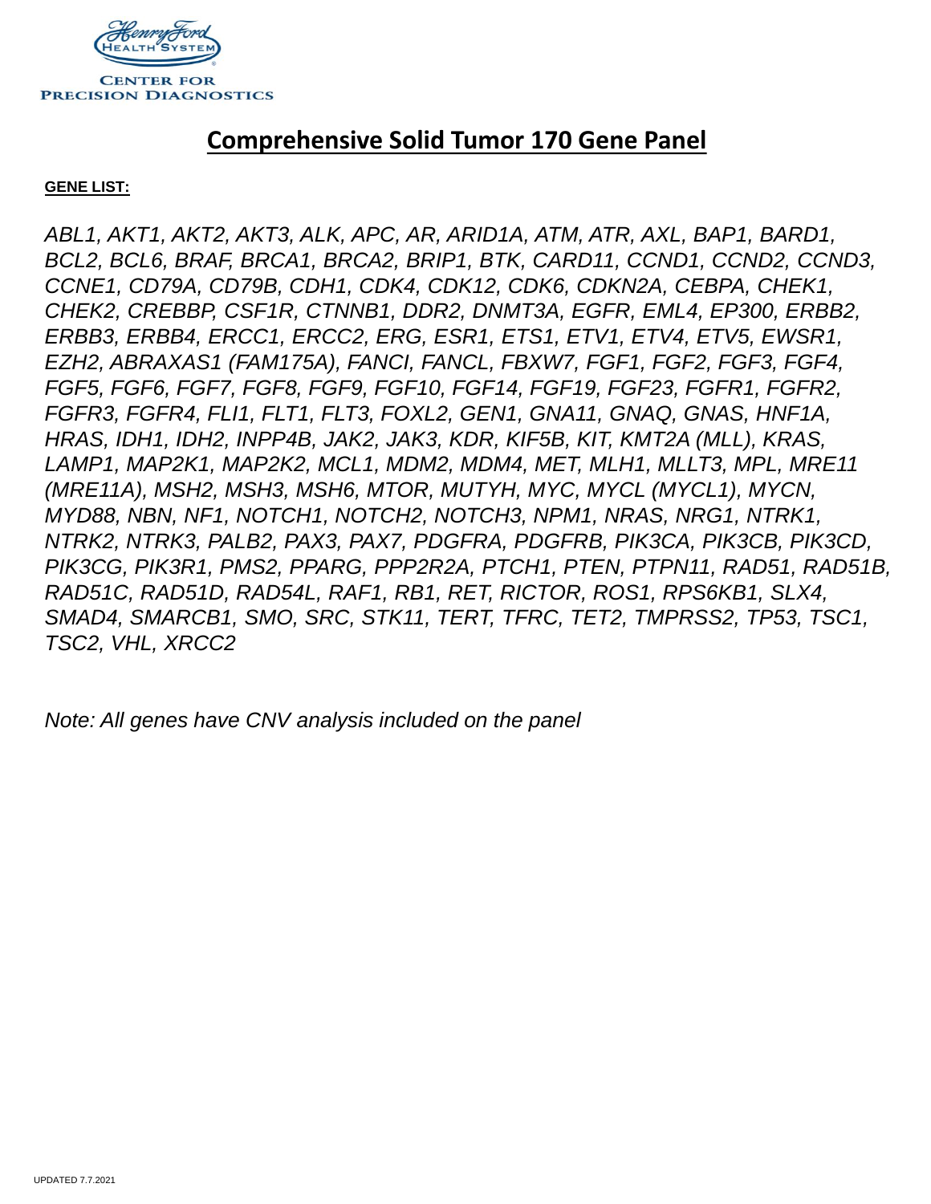HENRY FORD HEALTH SYSTEM

CENTER FOR PRECISION DIAGNOSTICS

# Comprehensive Solid Tumor 170 Gene Panel

**GENE LIST:**

*ABL1, AKT1, AKT2, AKT3, ALK, APC, AR, ARID1A, ATM, ATR, AXL, BAP1, BARD1, BCL2, BCL6, BRAF, BRCA1, BRCA2, BRIP1, BTK, CARD11, CCND1, CCND2, CCND3, CCNE1, CD79A, CD79B, CDH1, CDK4, CDK12, CDK6, CDKN2A, CEBPA, CHEK1, CHEK2, CREBBP, CSF1R, CTNNB1, DDR2, DNMT3A, EGFR, EML4, EP300, ERBB2, ERBB3, ERBB4, ERCC1, ERCC2, ERG, ESR1, ETS1, ETV1, ETV4, ETV5, EWSR1, EZH2, ABRAXAS1 (FAM175A), FANCI, FANCL, FBXW7, FGF1, FGF2, FGF3, FGF4, FGF5, FGF6, FGF7, FGF8, FGF9, FGF10, FGF14, FGF19, FGF23, FGFR1, FGFR2, FGFR3, FGFR4, FLI1, FLT1, FLT3, FOXL2, GEN1, GNA11, GNAQ, GNAS, HNF1A, HRAS, IDH1, IDH2, INPP4B, JAK2, JAK3, KDR, KIF5B, KIT, KMT2A (MLL), KRAS, LAMP1, MAP2K1, MAP2K2, MCL1, MDM2, MDM4, MET, MLH1, MLLT3, MPL, MRE11 (MRE11A), MSH2, MSH3, MSH6, MTOR, MUTYH, MYC, MYCL (MYCL1), MYCN, MYD88, NBN, NF1, NOTCH1, NOTCH2, NOTCH3, NPM1, NRAS, NRG1, NTRK1, NTRK2, NTRK3, PALB2, PAX3, PAX7, PDGFRA, PDGFRB, PIK3CA, PIK3CB, PIK3CD, PIK3CG, PIK3R1, PMS2, PPARG, PPP2R2A, PTCH1, PTEN, PTPN11, RAD51, RAD51B, RAD51C, RAD51D, RAD54L, RAF1, RB1, RET, RICTOR, ROS1, RPS6KB1, SLX4, SMAD4, SMARCB1, SMO, SRC, STK11, TERT, TFRC, TET2, TMPRSS2, TP53, TSC1, TSC2, VHL, XRCC2*

*Note: All genes have CNV analysis included on the panel*

UPDATED 7.7.2021